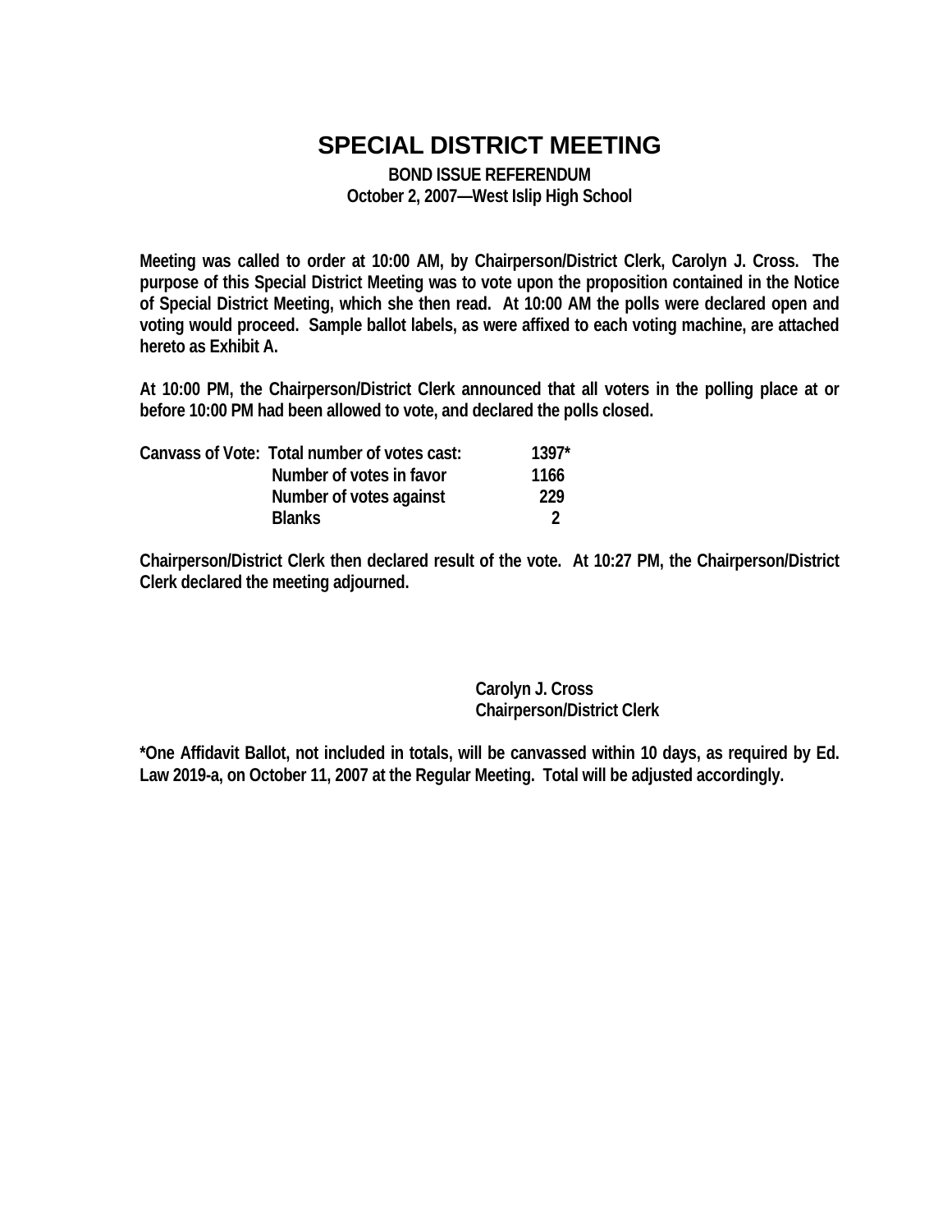# SPECIAL DISTRICT MEETING

**BOND ISSUE REFERENDUM**
**October 2, 2007—West Islip High School**

**Meeting was called to order at 10:00 AM, by Chairperson/District Clerk, Carolyn J. Cross. The purpose of this Special District Meeting was to vote upon the proposition contained in the Notice of Special District Meeting, which she then read. At 10:00 AM the polls were declared open and voting would proceed. Sample ballot labels, as were affixed to each voting machine, are attached hereto as Exhibit A.**

**At 10:00 PM, the Chairperson/District Clerk announced that all voters in the polling place at or before 10:00 PM had been allowed to vote, and declared the polls closed.**

| Canvass of Vote: | | |
|---|---|---|
| | Total number of votes cast: | 1397* |
| | Number of votes in favor | 1166 |
| | Number of votes against | 229 |
| | Blanks | 2 |

**Chairperson/District Clerk then declared result of the vote. At 10:27 PM, the Chairperson/District Clerk declared the meeting adjourned.**

**Carolyn J. Cross**
**Chairperson/District Clerk**

**\*One Affidavit Ballot, not included in totals, will be canvassed within 10 days, as required by Ed. Law 2019-a, on October 11, 2007 at the Regular Meeting. Total will be adjusted accordingly.**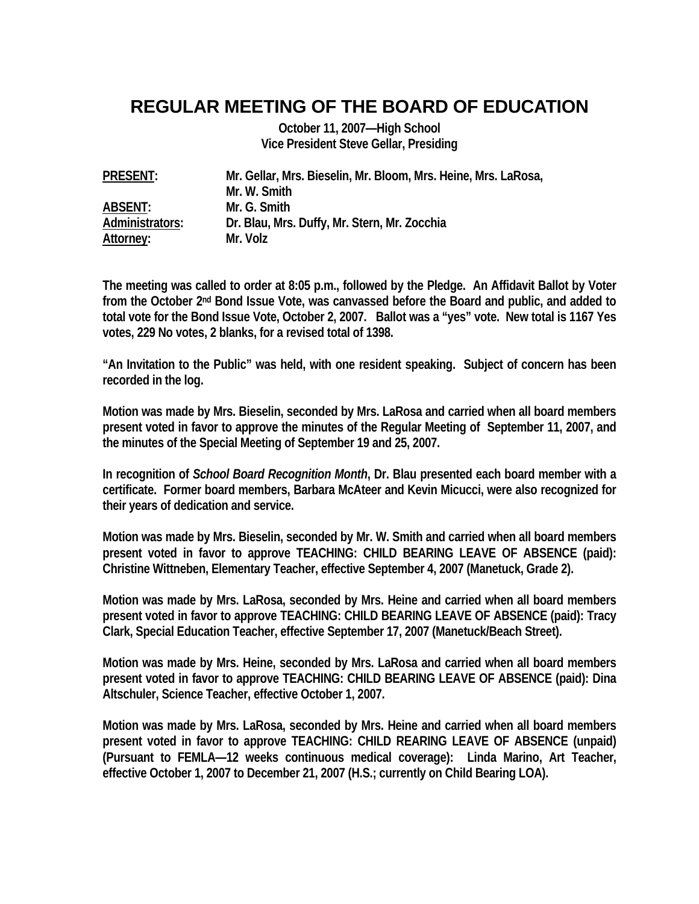# REGULAR MEETING OF THE BOARD OF EDUCATION

**October 11, 2007—High School**
**Vice President Steve Gellar, Presiding**

| | |
|---|---|
| **PRESENT:** | **Mr. Gellar, Mrs. Bieselin, Mr. Bloom, Mrs. Heine, Mrs. LaRosa, Mr. W. Smith** |
| **ABSENT:** | **Mr. G. Smith** |
| **Administrators:** | **Dr. Blau, Mrs. Duffy, Mr. Stern, Mr. Zocchia** |
| **Attorney:** | **Mr. Volz** |

**The meeting was called to order at 8:05 p.m., followed by the Pledge. An Affidavit Ballot by Voter from the October 2nd Bond Issue Vote, was canvassed before the Board and public, and added to total vote for the Bond Issue Vote, October 2, 2007. Ballot was a "yes" vote. New total is 1167 Yes votes, 229 No votes, 2 blanks, for a revised total of 1398.**

**"An Invitation to the Public" was held, with one resident speaking. Subject of concern has been recorded in the log.**

**Motion was made by Mrs. Bieselin, seconded by Mrs. LaRosa and carried when all board members present voted in favor to approve the minutes of the Regular Meeting of September 11, 2007, and the minutes of the Special Meeting of September 19 and 25, 2007.**

**In recognition of *School Board Recognition Month*, Dr. Blau presented each board member with a certificate. Former board members, Barbara McAteer and Kevin Micucci, were also recognized for their years of dedication and service.**

**Motion was made by Mrs. Bieselin, seconded by Mr. W. Smith and carried when all board members present voted in favor to approve TEACHING: CHILD BEARING LEAVE OF ABSENCE (paid): Christine Wittneben, Elementary Teacher, effective September 4, 2007 (Manetuck, Grade 2).**

**Motion was made by Mrs. LaRosa, seconded by Mrs. Heine and carried when all board members present voted in favor to approve TEACHING: CHILD BEARING LEAVE OF ABSENCE (paid): Tracy Clark, Special Education Teacher, effective September 17, 2007 (Manetuck/Beach Street).**

**Motion was made by Mrs. Heine, seconded by Mrs. LaRosa and carried when all board members present voted in favor to approve TEACHING: CHILD BEARING LEAVE OF ABSENCE (paid): Dina Altschuler, Science Teacher, effective October 1, 2007.**

**Motion was made by Mrs. LaRosa, seconded by Mrs. Heine and carried when all board members present voted in favor to approve TEACHING: CHILD REARING LEAVE OF ABSENCE (unpaid) (Pursuant to FEMLA—12 weeks continuous medical coverage): Linda Marino, Art Teacher, effective October 1, 2007 to December 21, 2007 (H.S.; currently on Child Bearing LOA).**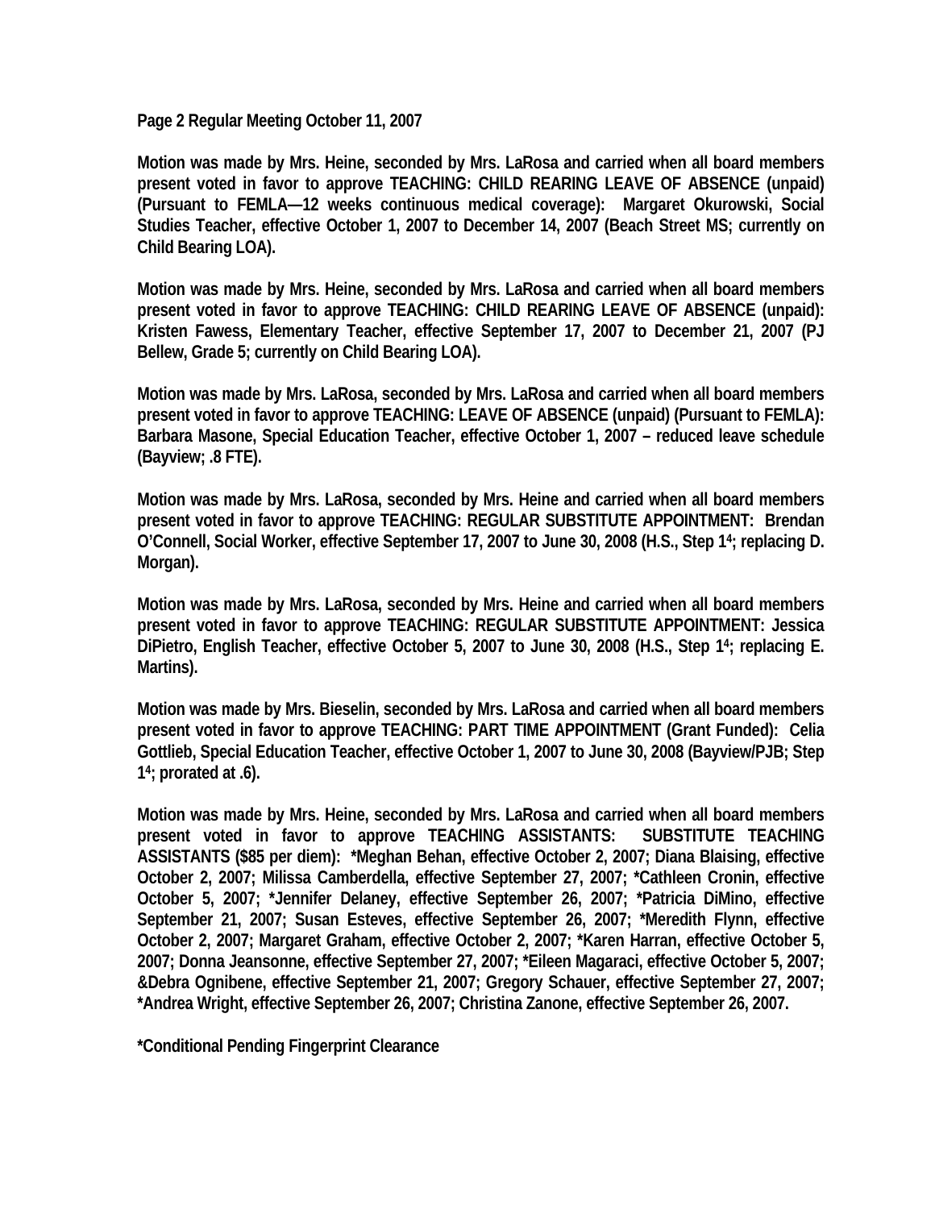**Page 2 Regular Meeting October 11, 2007**

**Motion was made by Mrs. Heine, seconded by Mrs. LaRosa and carried when all board members present voted in favor to approve TEACHING: CHILD REARING LEAVE OF ABSENCE (unpaid) (Pursuant to FEMLA—12 weeks continuous medical coverage): Margaret Okurowski, Social Studies Teacher, effective October 1, 2007 to December 14, 2007 (Beach Street MS; currently on Child Bearing LOA).**

**Motion was made by Mrs. Heine, seconded by Mrs. LaRosa and carried when all board members present voted in favor to approve TEACHING: CHILD REARING LEAVE OF ABSENCE (unpaid): Kristen Fawess, Elementary Teacher, effective September 17, 2007 to December 21, 2007 (PJ Bellew, Grade 5; currently on Child Bearing LOA).**

**Motion was made by Mrs. LaRosa, seconded by Mrs. LaRosa and carried when all board members present voted in favor to approve TEACHING: LEAVE OF ABSENCE (unpaid) (Pursuant to FEMLA): Barbara Masone, Special Education Teacher, effective October 1, 2007 – reduced leave schedule (Bayview; .8 FTE).**

**Motion was made by Mrs. LaRosa, seconded by Mrs. Heine and carried when all board members present voted in favor to approve TEACHING: REGULAR SUBSTITUTE APPOINTMENT: Brendan O'Connell, Social Worker, effective September 17, 2007 to June 30, 2008 (H.S., Step 1[4]; replacing D. Morgan).**

**Motion was made by Mrs. LaRosa, seconded by Mrs. Heine and carried when all board members present voted in favor to approve TEACHING: REGULAR SUBSTITUTE APPOINTMENT: Jessica DiPietro, English Teacher, effective October 5, 2007 to June 30, 2008 (H.S., Step 1[4]; replacing E. Martins).**

**Motion was made by Mrs. Bieselin, seconded by Mrs. LaRosa and carried when all board members present voted in favor to approve TEACHING: PART TIME APPOINTMENT (Grant Funded): Celia Gottlieb, Special Education Teacher, effective October 1, 2007 to June 30, 2008 (Bayview/PJB; Step 1[4]; prorated at .6).**

**Motion was made by Mrs. Heine, seconded by Mrs. LaRosa and carried when all board members present voted in favor to approve TEACHING ASSISTANTS: SUBSTITUTE TEACHING ASSISTANTS ($85 per diem): *Meghan Behan, effective October 2, 2007; Diana Blaising, effective October 2, 2007; Milissa Camberdella, effective September 27, 2007; *Cathleen Cronin, effective October 5, 2007; *Jennifer Delaney, effective September 26, 2007; *Patricia DiMino, effective September 21, 2007; Susan Esteves, effective September 26, 2007; *Meredith Flynn, effective October 2, 2007; Margaret Graham, effective October 2, 2007; *Karen Harran, effective October 5, 2007; Donna Jeansonne, effective September 27, 2007; *Eileen Magaraci, effective October 5, 2007; &Debra Ognibene, effective September 21, 2007; Gregory Schauer, effective September 27, 2007; *Andrea Wright, effective September 26, 2007; Christina Zanone, effective September 26, 2007.**

**\*Conditional Pending Fingerprint Clearance**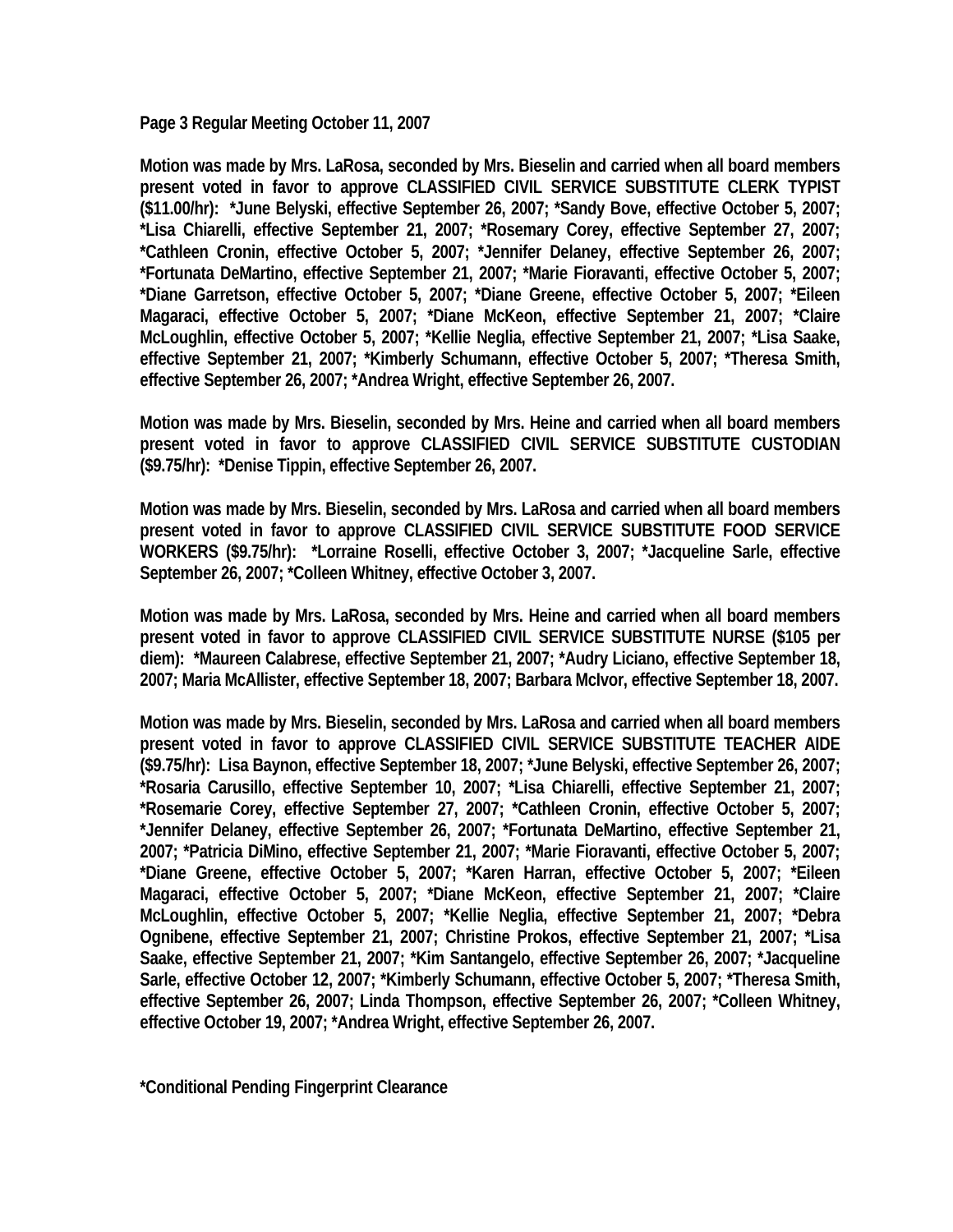**Page 3 Regular Meeting October 11, 2007**

**Motion was made by Mrs. LaRosa, seconded by Mrs. Bieselin and carried when all board members present voted in favor to approve CLASSIFIED CIVIL SERVICE SUBSTITUTE CLERK TYPIST ($11.00/hr): *June Belyski, effective September 26, 2007; *Sandy Bove, effective October 5, 2007; *Lisa Chiarelli, effective September 21, 2007; *Rosemary Corey, effective September 27, 2007; *Cathleen Cronin, effective October 5, 2007; *Jennifer Delaney, effective September 26, 2007; *Fortunata DeMartino, effective September 21, 2007; *Marie Fioravanti, effective October 5, 2007; *Diane Garretson, effective October 5, 2007; *Diane Greene, effective October 5, 2007; *Eileen Magaraci, effective October 5, 2007; *Diane McKeon, effective September 21, 2007; *Claire McLoughlin, effective October 5, 2007; *Kellie Neglia, effective September 21, 2007; *Lisa Saake, effective September 21, 2007; *Kimberly Schumann, effective October 5, 2007; *Theresa Smith, effective September 26, 2007; *Andrea Wright, effective September 26, 2007.**

**Motion was made by Mrs. Bieselin, seconded by Mrs. Heine and carried when all board members present voted in favor to approve CLASSIFIED CIVIL SERVICE SUBSTITUTE CUSTODIAN ($9.75/hr): *Denise Tippin, effective September 26, 2007.**

**Motion was made by Mrs. Bieselin, seconded by Mrs. LaRosa and carried when all board members present voted in favor to approve CLASSIFIED CIVIL SERVICE SUBSTITUTE FOOD SERVICE WORKERS ($9.75/hr): *Lorraine Roselli, effective October 3, 2007; *Jacqueline Sarle, effective September 26, 2007; *Colleen Whitney, effective October 3, 2007.**

**Motion was made by Mrs. LaRosa, seconded by Mrs. Heine and carried when all board members present voted in favor to approve CLASSIFIED CIVIL SERVICE SUBSTITUTE NURSE ($105 per diem): *Maureen Calabrese, effective September 21, 2007; *Audry Liciano, effective September 18, 2007; Maria McAllister, effective September 18, 2007; Barbara McIvor, effective September 18, 2007.**

**Motion was made by Mrs. Bieselin, seconded by Mrs. LaRosa and carried when all board members present voted in favor to approve CLASSIFIED CIVIL SERVICE SUBSTITUTE TEACHER AIDE ($9.75/hr): Lisa Baynon, effective September 18, 2007; *June Belyski, effective September 26, 2007; *Rosaria Carusillo, effective September 10, 2007; *Lisa Chiarelli, effective September 21, 2007; *Rosemarie Corey, effective September 27, 2007; *Cathleen Cronin, effective October 5, 2007; *Jennifer Delaney, effective September 26, 2007; *Fortunata DeMartino, effective September 21, 2007; *Patricia DiMino, effective September 21, 2007; *Marie Fioravanti, effective October 5, 2007; *Diane Greene, effective October 5, 2007; *Karen Harran, effective October 5, 2007; *Eileen Magaraci, effective October 5, 2007; *Diane McKeon, effective September 21, 2007; *Claire McLoughlin, effective October 5, 2007; *Kellie Neglia, effective September 21, 2007; *Debra Ognibene, effective September 21, 2007; Christine Prokos, effective September 21, 2007; *Lisa Saake, effective September 21, 2007; *Kim Santangelo, effective September 26, 2007; *Jacqueline Sarle, effective October 12, 2007; *Kimberly Schumann, effective October 5, 2007; *Theresa Smith, effective September 26, 2007; Linda Thompson, effective September 26, 2007; *Colleen Whitney, effective October 19, 2007; *Andrea Wright, effective September 26, 2007.**

**\*Conditional Pending Fingerprint Clearance**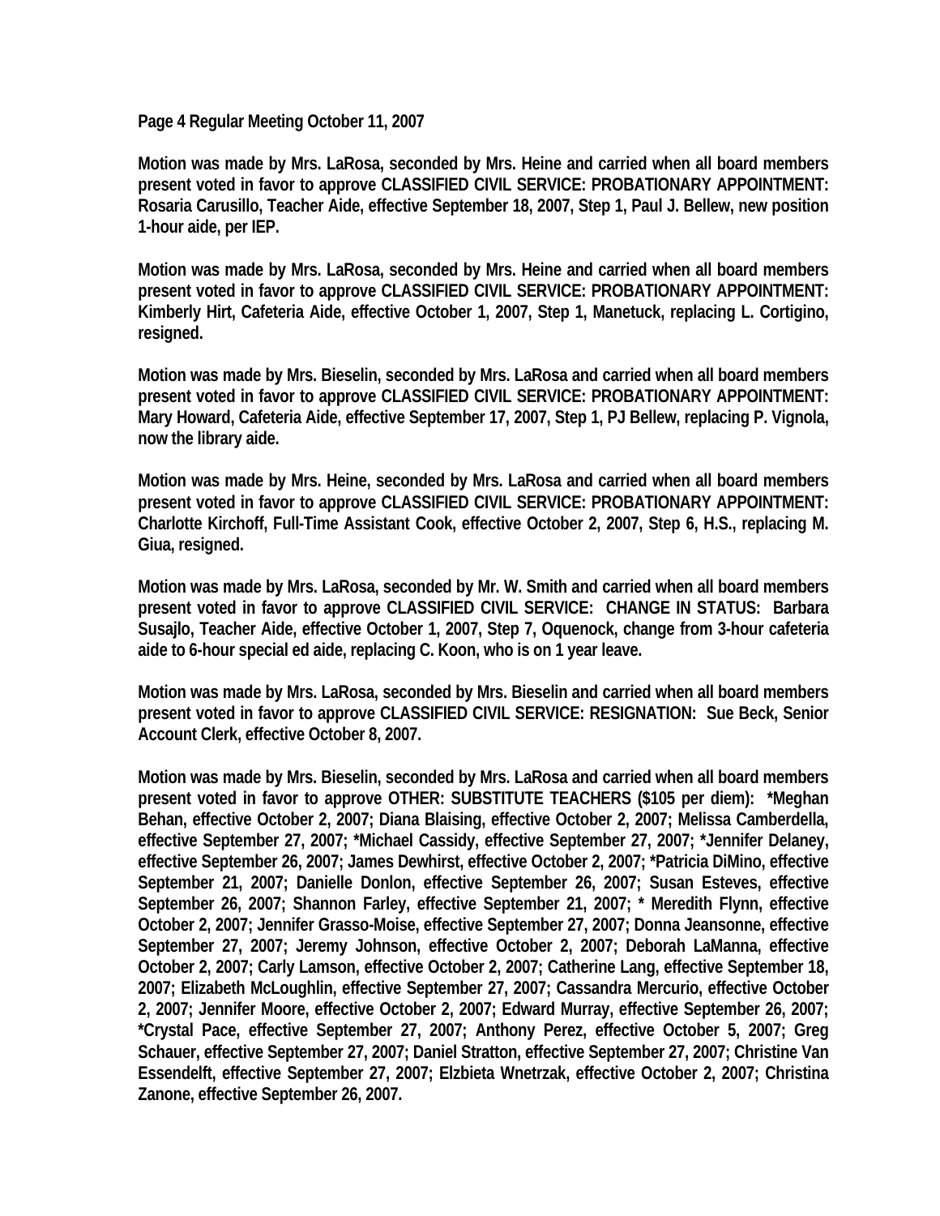**Page 4 Regular Meeting October 11, 2007**

**Motion was made by Mrs. LaRosa, seconded by Mrs. Heine and carried when all board members present voted in favor to approve CLASSIFIED CIVIL SERVICE: PROBATIONARY APPOINTMENT: Rosaria Carusillo, Teacher Aide, effective September 18, 2007, Step 1, Paul J. Bellew, new position 1-hour aide, per IEP.**

**Motion was made by Mrs. LaRosa, seconded by Mrs. Heine and carried when all board members present voted in favor to approve CLASSIFIED CIVIL SERVICE: PROBATIONARY APPOINTMENT: Kimberly Hirt, Cafeteria Aide, effective October 1, 2007, Step 1, Manetuck, replacing L. Cortigino, resigned.**

**Motion was made by Mrs. Bieselin, seconded by Mrs. LaRosa and carried when all board members present voted in favor to approve CLASSIFIED CIVIL SERVICE: PROBATIONARY APPOINTMENT: Mary Howard, Cafeteria Aide, effective September 17, 2007, Step 1, PJ Bellew, replacing P. Vignola, now the library aide.**

**Motion was made by Mrs. Heine, seconded by Mrs. LaRosa and carried when all board members present voted in favor to approve CLASSIFIED CIVIL SERVICE: PROBATIONARY APPOINTMENT: Charlotte Kirchoff, Full-Time Assistant Cook, effective October 2, 2007, Step 6, H.S., replacing M. Giua, resigned.**

**Motion was made by Mrs. LaRosa, seconded by Mr. W. Smith and carried when all board members present voted in favor to approve CLASSIFIED CIVIL SERVICE: CHANGE IN STATUS: Barbara Susajlo, Teacher Aide, effective October 1, 2007, Step 7, Oquenock, change from 3-hour cafeteria aide to 6-hour special ed aide, replacing C. Koon, who is on 1 year leave.**

**Motion was made by Mrs. LaRosa, seconded by Mrs. Bieselin and carried when all board members present voted in favor to approve CLASSIFIED CIVIL SERVICE: RESIGNATION: Sue Beck, Senior Account Clerk, effective October 8, 2007.**

**Motion was made by Mrs. Bieselin, seconded by Mrs. LaRosa and carried when all board members present voted in favor to approve OTHER: SUBSTITUTE TEACHERS ($105 per diem): *Meghan Behan, effective October 2, 2007; Diana Blaising, effective October 2, 2007; Melissa Camberdella, effective September 27, 2007; *Michael Cassidy, effective September 27, 2007; *Jennifer Delaney, effective September 26, 2007; James Dewhirst, effective October 2, 2007; *Patricia DiMino, effective September 21, 2007; Danielle Donlon, effective September 26, 2007; Susan Esteves, effective September 26, 2007; Shannon Farley, effective September 21, 2007; * Meredith Flynn, effective October 2, 2007; Jennifer Grasso-Moise, effective September 27, 2007; Donna Jeansonne, effective September 27, 2007; Jeremy Johnson, effective October 2, 2007; Deborah LaManna, effective October 2, 2007; Carly Lamson, effective October 2, 2007; Catherine Lang, effective September 18, 2007; Elizabeth McLoughlin, effective September 27, 2007; Cassandra Mercurio, effective October 2, 2007; Jennifer Moore, effective October 2, 2007; Edward Murray, effective September 26, 2007; *Crystal Pace, effective September 27, 2007; Anthony Perez, effective October 5, 2007; Greg Schauer, effective September 27, 2007; Daniel Stratton, effective September 27, 2007; Christine Van Essendelft, effective September 27, 2007; Elzbieta Wnetrzak, effective October 2, 2007; Christina Zanone, effective September 26, 2007.**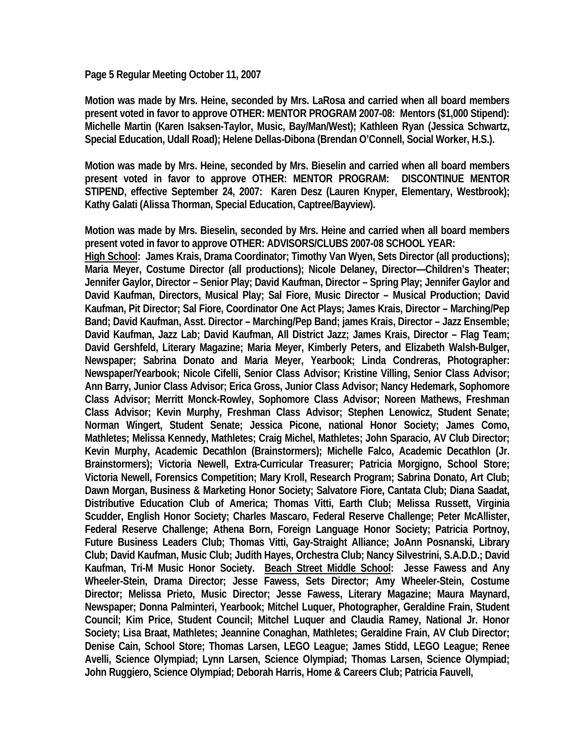**Page 5 Regular Meeting October 11, 2007**

**Motion was made by Mrs. Heine, seconded by Mrs. LaRosa and carried when all board members present voted in favor to approve OTHER: MENTOR PROGRAM 2007-08: Mentors ($1,000 Stipend): Michelle Martin (Karen Isaksen-Taylor, Music, Bay/Man/West); Kathleen Ryan (Jessica Schwartz, Special Education, Udall Road); Helene Dellas-Dibona (Brendan O'Connell, Social Worker, H.S.).**

**Motion was made by Mrs. Heine, seconded by Mrs. Bieselin and carried when all board members present voted in favor to approve OTHER: MENTOR PROGRAM: DISCONTINUE MENTOR STIPEND, effective September 24, 2007: Karen Desz (Lauren Knyper, Elementary, Westbrook); Kathy Galati (Alissa Thorman, Special Education, Captree/Bayview).**

**Motion was made by Mrs. Bieselin, seconded by Mrs. Heine and carried when all board members present voted in favor to approve OTHER: ADVISORS/CLUBS 2007-08 SCHOOL YEAR:**
**<u>High School</u>: James Krais, Drama Coordinator; Timothy Van Wyen, Sets Director (all productions); Maria Meyer, Costume Director (all productions); Nicole Delaney, Director—Children's Theater; Jennifer Gaylor, Director – Senior Play; David Kaufman, Director – Spring Play; Jennifer Gaylor and David Kaufman, Directors, Musical Play; Sal Fiore, Music Director – Musical Production; David Kaufman, Pit Director; Sal Fiore, Coordinator One Act Plays; James Krais, Director – Marching/Pep Band; David Kaufman, Asst. Director – Marching/Pep Band; james Krais, Director – Jazz Ensemble; David Kaufman, Jazz Lab; David Kaufman, All District Jazz; James Krais, Director – Flag Team; David Gershfeld, Literary Magazine; Maria Meyer, Kimberly Peters, and Elizabeth Walsh-Bulger, Newspaper; Sabrina Donato and Maria Meyer, Yearbook; Linda Condreras, Photographer: Newspaper/Yearbook; Nicole Cifelli, Senior Class Advisor; Kristine Villing, Senior Class Advisor; Ann Barry, Junior Class Advisor; Erica Gross, Junior Class Advisor; Nancy Hedemark, Sophomore Class Advisor; Merritt Monck-Rowley, Sophomore Class Advisor; Noreen Mathews, Freshman Class Advisor; Kevin Murphy, Freshman Class Advisor; Stephen Lenowicz, Student Senate; Norman Wingert, Student Senate; Jessica Picone, national Honor Society; James Como, Mathletes; Melissa Kennedy, Mathletes; Craig Michel, Mathletes; John Sparacio, AV Club Director; Kevin Murphy, Academic Decathlon (Brainstormers); Michelle Falco, Academic Decathlon (Jr. Brainstormers); Victoria Newell, Extra-Curricular Treasurer; Patricia Morgigno, School Store; Victoria Newell, Forensics Competition; Mary Kroll, Research Program; Sabrina Donato, Art Club; Dawn Morgan, Business & Marketing Honor Society; Salvatore Fiore, Cantata Club; Diana Saadat, Distributive Education Club of America; Thomas Vitti, Earth Club; Melissa Russett, Virginia Scudder, English Honor Society; Charles Mascaro, Federal Reserve Challenge; Peter McAllister, Federal Reserve Challenge; Athena Born, Foreign Language Honor Society; Patricia Portnoy, Future Business Leaders Club; Thomas Vitti, Gay-Straight Alliance; JoAnn Posnanski, Library Club; David Kaufman, Music Club; Judith Hayes, Orchestra Club; Nancy Silvestrini, S.A.D.D.; David Kaufman, Tri-M Music Honor Society. <u>Beach Street Middle School</u>: Jesse Fawess and Any Wheeler-Stein, Drama Director; Jesse Fawess, Sets Director; Amy Wheeler-Stein, Costume Director; Melissa Prieto, Music Director; Jesse Fawess, Literary Magazine; Maura Maynard, Newspaper; Donna Palminteri, Yearbook; Mitchel Luquer, Photographer, Geraldine Frain, Student Council; Kim Price, Student Council; Mitchel Luquer and Claudia Ramey, National Jr. Honor Society; Lisa Braat, Mathletes; Jeannine Conaghan, Mathletes; Geraldine Frain, AV Club Director; Denise Cain, School Store; Thomas Larsen, LEGO League; James Stidd, LEGO League; Renee Avelli, Science Olympiad; Lynn Larsen, Science Olympiad; Thomas Larsen, Science Olympiad; John Ruggiero, Science Olympiad; Deborah Harris, Home & Careers Club; Patricia Fauvell,**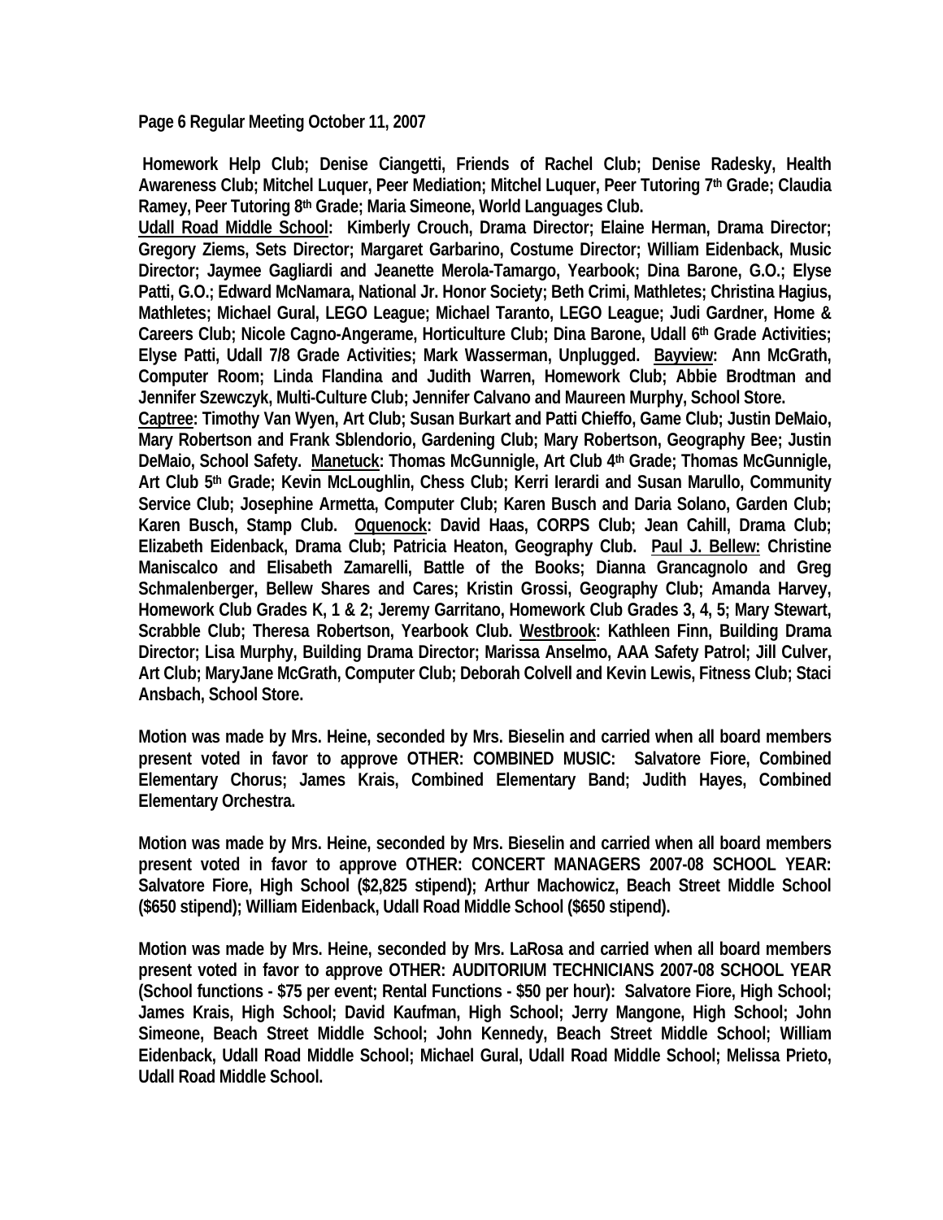**Homework Help Club; Denise Ciangetti, Friends of Rachel Club; Denise Radesky, Health Awareness Club; Mitchel Luquer, Peer Mediation; Mitchel Luquer, Peer Tutoring 7th Grade; Claudia Ramey, Peer Tutoring 8th Grade; Maria Simeone, World Languages Club.**

**Udall Road Middle School: Kimberly Crouch, Drama Director; Elaine Herman, Drama Director; Gregory Ziems, Sets Director; Margaret Garbarino, Costume Director; William Eidenback, Music Director; Jaymee Gagliardi and Jeanette Merola-Tamargo, Yearbook; Dina Barone, G.O.; Elyse Patti, G.O.; Edward McNamara, National Jr. Honor Society; Beth Crimi, Mathletes; Christina Hagius, Mathletes; Michael Gural, LEGO League; Michael Taranto, LEGO League; Judi Gardner, Home & Careers Club; Nicole Cagno-Angerame, Horticulture Club; Dina Barone, Udall 6th Grade Activities; Elyse Patti, Udall 7/8 Grade Activities; Mark Wasserman, Unplugged. Bayview: Ann McGrath, Computer Room; Linda Flandina and Judith Warren, Homework Club; Abbie Brodtman and Jennifer Szewczyk, Multi-Culture Club; Jennifer Calvano and Maureen Murphy, School Store.**

**Captree: Timothy Van Wyen, Art Club; Susan Burkart and Patti Chieffo, Game Club; Justin DeMaio, Mary Robertson and Frank Sblendorio, Gardening Club; Mary Robertson, Geography Bee; Justin DeMaio, School Safety. Manetuck: Thomas McGunnigle, Art Club 4th Grade; Thomas McGunnigle, Art Club 5th Grade; Kevin McLoughlin, Chess Club; Kerri Ierardi and Susan Marullo, Community Service Club; Josephine Armetta, Computer Club; Karen Busch and Daria Solano, Garden Club; Karen Busch, Stamp Club. Oquenock: David Haas, CORPS Club; Jean Cahill, Drama Club; Elizabeth Eidenback, Drama Club; Patricia Heaton, Geography Club. Paul J. Bellew: Christine Maniscalco and Elisabeth Zamarelli, Battle of the Books; Dianna Grancagnolo and Greg Schmalenberger, Bellew Shares and Cares; Kristin Grossi, Geography Club; Amanda Harvey, Homework Club Grades K, 1 & 2; Jeremy Garritano, Homework Club Grades 3, 4, 5; Mary Stewart, Scrabble Club; Theresa Robertson, Yearbook Club. Westbrook: Kathleen Finn, Building Drama Director; Lisa Murphy, Building Drama Director; Marissa Anselmo, AAA Safety Patrol; Jill Culver, Art Club; MaryJane McGrath, Computer Club; Deborah Colvell and Kevin Lewis, Fitness Club; Staci Ansbach, School Store.**

**Motion was made by Mrs. Heine, seconded by Mrs. Bieselin and carried when all board members present voted in favor to approve OTHER: COMBINED MUSIC: Salvatore Fiore, Combined Elementary Chorus; James Krais, Combined Elementary Band; Judith Hayes, Combined Elementary Orchestra.**

**Motion was made by Mrs. Heine, seconded by Mrs. Bieselin and carried when all board members present voted in favor to approve OTHER: CONCERT MANAGERS 2007-08 SCHOOL YEAR: Salvatore Fiore, High School ($2,825 stipend); Arthur Machowicz, Beach Street Middle School ($650 stipend); William Eidenback, Udall Road Middle School ($650 stipend).**

**Motion was made by Mrs. Heine, seconded by Mrs. LaRosa and carried when all board members present voted in favor to approve OTHER: AUDITORIUM TECHNICIANS 2007-08 SCHOOL YEAR (School functions - $75 per event; Rental Functions - $50 per hour): Salvatore Fiore, High School; James Krais, High School; David Kaufman, High School; Jerry Mangone, High School; John Simeone, Beach Street Middle School; John Kennedy, Beach Street Middle School; William Eidenback, Udall Road Middle School; Michael Gural, Udall Road Middle School; Melissa Prieto, Udall Road Middle School.**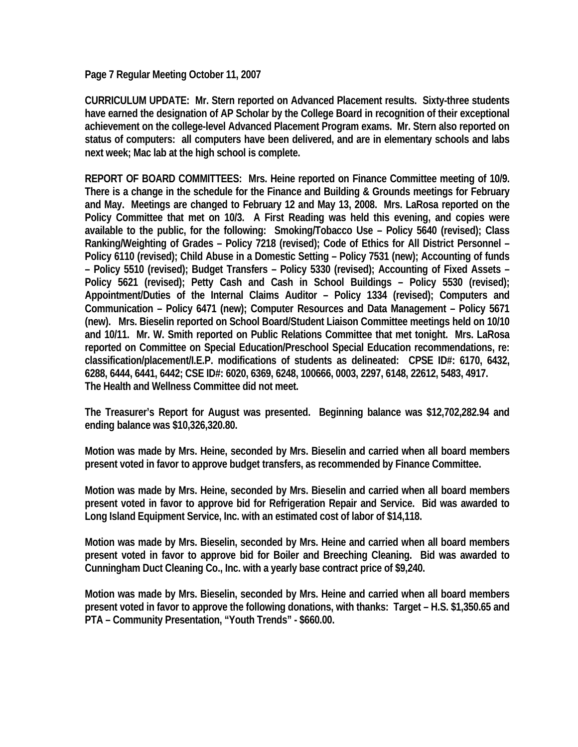**Page 7 Regular Meeting October 11, 2007**

**CURRICULUM UPDATE: Mr. Stern reported on Advanced Placement results. Sixty-three students have earned the designation of AP Scholar by the College Board in recognition of their exceptional achievement on the college-level Advanced Placement Program exams. Mr. Stern also reported on status of computers: all computers have been delivered, and are in elementary schools and labs next week; Mac lab at the high school is complete.**

**REPORT OF BOARD COMMITTEES: Mrs. Heine reported on Finance Committee meeting of 10/9. There is a change in the schedule for the Finance and Building & Grounds meetings for February and May. Meetings are changed to February 12 and May 13, 2008. Mrs. LaRosa reported on the Policy Committee that met on 10/3. A First Reading was held this evening, and copies were available to the public, for the following: Smoking/Tobacco Use – Policy 5640 (revised); Class Ranking/Weighting of Grades – Policy 7218 (revised); Code of Ethics for All District Personnel – Policy 6110 (revised); Child Abuse in a Domestic Setting – Policy 7531 (new); Accounting of funds – Policy 5510 (revised); Budget Transfers – Policy 5330 (revised); Accounting of Fixed Assets – Policy 5621 (revised); Petty Cash and Cash in School Buildings – Policy 5530 (revised); Appointment/Duties of the Internal Claims Auditor – Policy 1334 (revised); Computers and Communication – Policy 6471 (new); Computer Resources and Data Management – Policy 5671 (new). Mrs. Bieselin reported on School Board/Student Liaison Committee meetings held on 10/10 and 10/11. Mr. W. Smith reported on Public Relations Committee that met tonight. Mrs. LaRosa reported on Committee on Special Education/Preschool Special Education recommendations, re: classification/placement/I.E.P. modifications of students as delineated: CPSE ID#: 6170, 6432, 6288, 6444, 6441, 6442; CSE ID#: 6020, 6369, 6248, 100666, 0003, 2297, 6148, 22612, 5483, 4917.**
**The Health and Wellness Committee did not meet.**

**The Treasurer's Report for August was presented. Beginning balance was $12,702,282.94 and ending balance was $10,326,320.80.**

**Motion was made by Mrs. Heine, seconded by Mrs. Bieselin and carried when all board members present voted in favor to approve budget transfers, as recommended by Finance Committee.**

**Motion was made by Mrs. Heine, seconded by Mrs. Bieselin and carried when all board members present voted in favor to approve bid for Refrigeration Repair and Service. Bid was awarded to Long Island Equipment Service, Inc. with an estimated cost of labor of $14,118.**

**Motion was made by Mrs. Bieselin, seconded by Mrs. Heine and carried when all board members present voted in favor to approve bid for Boiler and Breeching Cleaning. Bid was awarded to Cunningham Duct Cleaning Co., Inc. with a yearly base contract price of $9,240.**

**Motion was made by Mrs. Bieselin, seconded by Mrs. Heine and carried when all board members present voted in favor to approve the following donations, with thanks: Target – H.S. $1,350.65 and PTA – Community Presentation, "Youth Trends" - $660.00.**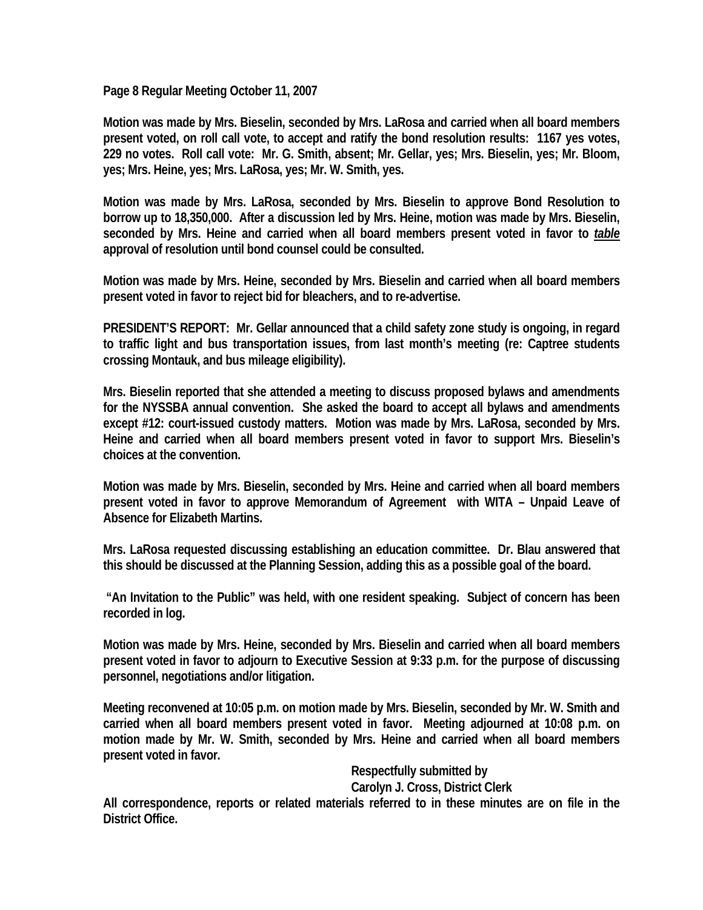**Motion was made by Mrs. Bieselin, seconded by Mrs. LaRosa and carried when all board members present voted, on roll call vote, to accept and ratify the bond resolution results: 1167 yes votes, 229 no votes. Roll call vote: Mr. G. Smith, absent; Mr. Gellar, yes; Mrs. Bieselin, yes; Mr. Bloom, yes; Mrs. Heine, yes; Mrs. LaRosa, yes; Mr. W. Smith, yes.**

**Motion was made by Mrs. LaRosa, seconded by Mrs. Bieselin to approve Bond Resolution to borrow up to 18,350,000. After a discussion led by Mrs. Heine, motion was made by Mrs. Bieselin, seconded by Mrs. Heine and carried when all board members present voted in favor to *table* approval of resolution until bond counsel could be consulted.**

**Motion was made by Mrs. Heine, seconded by Mrs. Bieselin and carried when all board members present voted in favor to reject bid for bleachers, and to re-advertise.**

**PRESIDENT'S REPORT: Mr. Gellar announced that a child safety zone study is ongoing, in regard to traffic light and bus transportation issues, from last month's meeting (re: Captree students crossing Montauk, and bus mileage eligibility).**

**Mrs. Bieselin reported that she attended a meeting to discuss proposed bylaws and amendments for the NYSSBA annual convention. She asked the board to accept all bylaws and amendments except #12: court-issued custody matters. Motion was made by Mrs. LaRosa, seconded by Mrs. Heine and carried when all board members present voted in favor to support Mrs. Bieselin's choices at the convention.**

**Motion was made by Mrs. Bieselin, seconded by Mrs. Heine and carried when all board members present voted in favor to approve Memorandum of Agreement with WITA – Unpaid Leave of Absence for Elizabeth Martins.**

**Mrs. LaRosa requested discussing establishing an education committee. Dr. Blau answered that this should be discussed at the Planning Session, adding this as a possible goal of the board.**

**"An Invitation to the Public" was held, with one resident speaking. Subject of concern has been recorded in log.**

**Motion was made by Mrs. Heine, seconded by Mrs. Bieselin and carried when all board members present voted in favor to adjourn to Executive Session at 9:33 p.m. for the purpose of discussing personnel, negotiations and/or litigation.**

**Meeting reconvened at 10:05 p.m. on motion made by Mrs. Bieselin, seconded by Mr. W. Smith and carried when all board members present voted in favor. Meeting adjourned at 10:08 p.m. on motion made by Mr. W. Smith, seconded by Mrs. Heine and carried when all board members present voted in favor.**

**Respectfully submitted by**
**Carolyn J. Cross, District Clerk**

**All correspondence, reports or related materials referred to in these minutes are on file in the District Office.**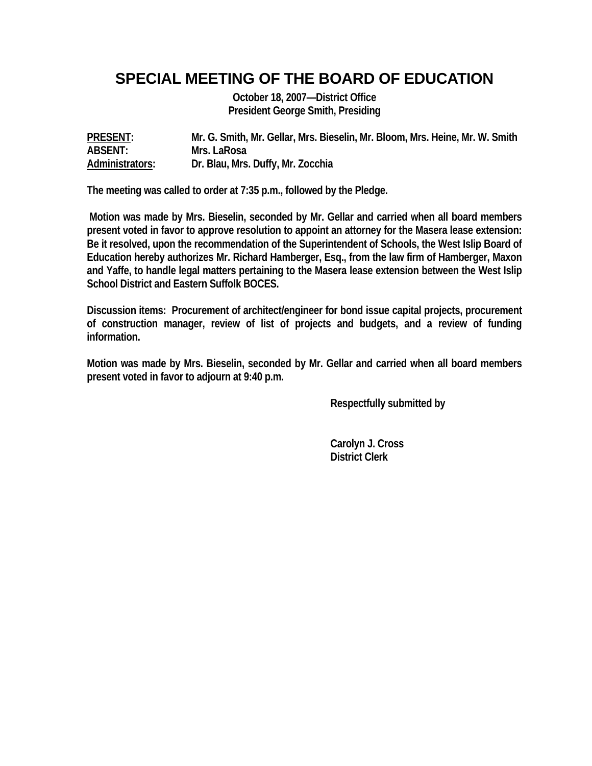# SPECIAL MEETING OF THE BOARD OF EDUCATION

**October 18, 2007—District Office**
**President George Smith, Presiding**

**PRESENT:** Mr. G. Smith, Mr. Gellar, Mrs. Bieselin, Mr. Bloom, Mrs. Heine, Mr. W. Smith
**ABSENT:** Mrs. LaRosa
**Administrators:** Dr. Blau, Mrs. Duffy, Mr. Zocchia

The meeting was called to order at 7:35 p.m., followed by the Pledge.

Motion was made by Mrs. Bieselin, seconded by Mr. Gellar and carried when all board members present voted in favor to approve resolution to appoint an attorney for the Masera lease extension: Be it resolved, upon the recommendation of the Superintendent of Schools, the West Islip Board of Education hereby authorizes Mr. Richard Hamberger, Esq., from the law firm of Hamberger, Maxon and Yaffe, to handle legal matters pertaining to the Masera lease extension between the West Islip School District and Eastern Suffolk BOCES.

Discussion items: Procurement of architect/engineer for bond issue capital projects, procurement of construction manager, review of list of projects and budgets, and a review of funding information.

Motion was made by Mrs. Bieselin, seconded by Mr. Gellar and carried when all board members present voted in favor to adjourn at 9:40 p.m.

Respectfully submitted by

Carolyn J. Cross
District Clerk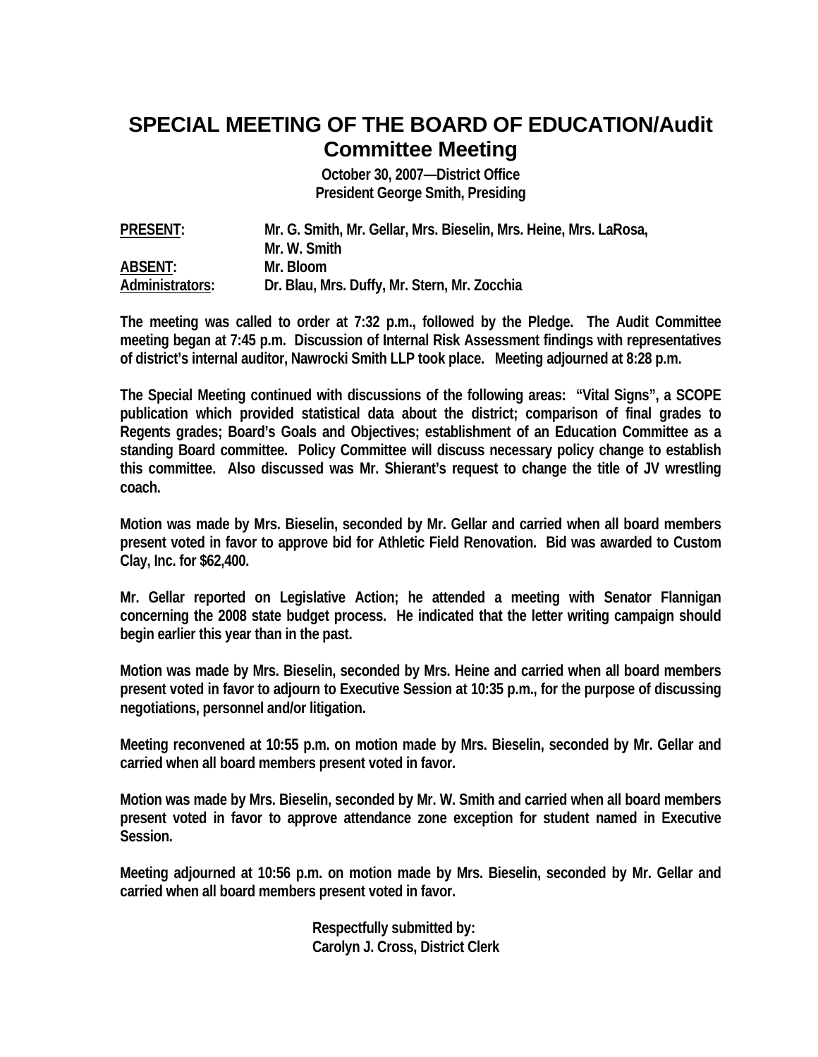# SPECIAL MEETING OF THE BOARD OF EDUCATION/Audit Committee Meeting

**October 30, 2007—District Office**
**President George Smith, Presiding**

| | |
|---|---|
| **PRESENT:** | **Mr. G. Smith, Mr. Gellar, Mrs. Bieselin, Mrs. Heine, Mrs. LaRosa, Mr. W. Smith** |
| **ABSENT:** | **Mr. Bloom** |
| **Administrators:** | **Dr. Blau, Mrs. Duffy, Mr. Stern, Mr. Zocchia** |

**The meeting was called to order at 7:32 p.m., followed by the Pledge. The Audit Committee meeting began at 7:45 p.m. Discussion of Internal Risk Assessment findings with representatives of district's internal auditor, Nawrocki Smith LLP took place. Meeting adjourned at 8:28 p.m.**

**The Special Meeting continued with discussions of the following areas: "Vital Signs", a SCOPE publication which provided statistical data about the district; comparison of final grades to Regents grades; Board's Goals and Objectives; establishment of an Education Committee as a standing Board committee. Policy Committee will discuss necessary policy change to establish this committee. Also discussed was Mr. Shierant's request to change the title of JV wrestling coach.**

**Motion was made by Mrs. Bieselin, seconded by Mr. Gellar and carried when all board members present voted in favor to approve bid for Athletic Field Renovation. Bid was awarded to Custom Clay, Inc. for $62,400.**

**Mr. Gellar reported on Legislative Action; he attended a meeting with Senator Flannigan concerning the 2008 state budget process. He indicated that the letter writing campaign should begin earlier this year than in the past.**

**Motion was made by Mrs. Bieselin, seconded by Mrs. Heine and carried when all board members present voted in favor to adjourn to Executive Session at 10:35 p.m., for the purpose of discussing negotiations, personnel and/or litigation.**

**Meeting reconvened at 10:55 p.m. on motion made by Mrs. Bieselin, seconded by Mr. Gellar and carried when all board members present voted in favor.**

**Motion was made by Mrs. Bieselin, seconded by Mr. W. Smith and carried when all board members present voted in favor to approve attendance zone exception for student named in Executive Session.**

**Meeting adjourned at 10:56 p.m. on motion made by Mrs. Bieselin, seconded by Mr. Gellar and carried when all board members present voted in favor.**

**Respectfully submitted by:**
**Carolyn J. Cross, District Clerk**